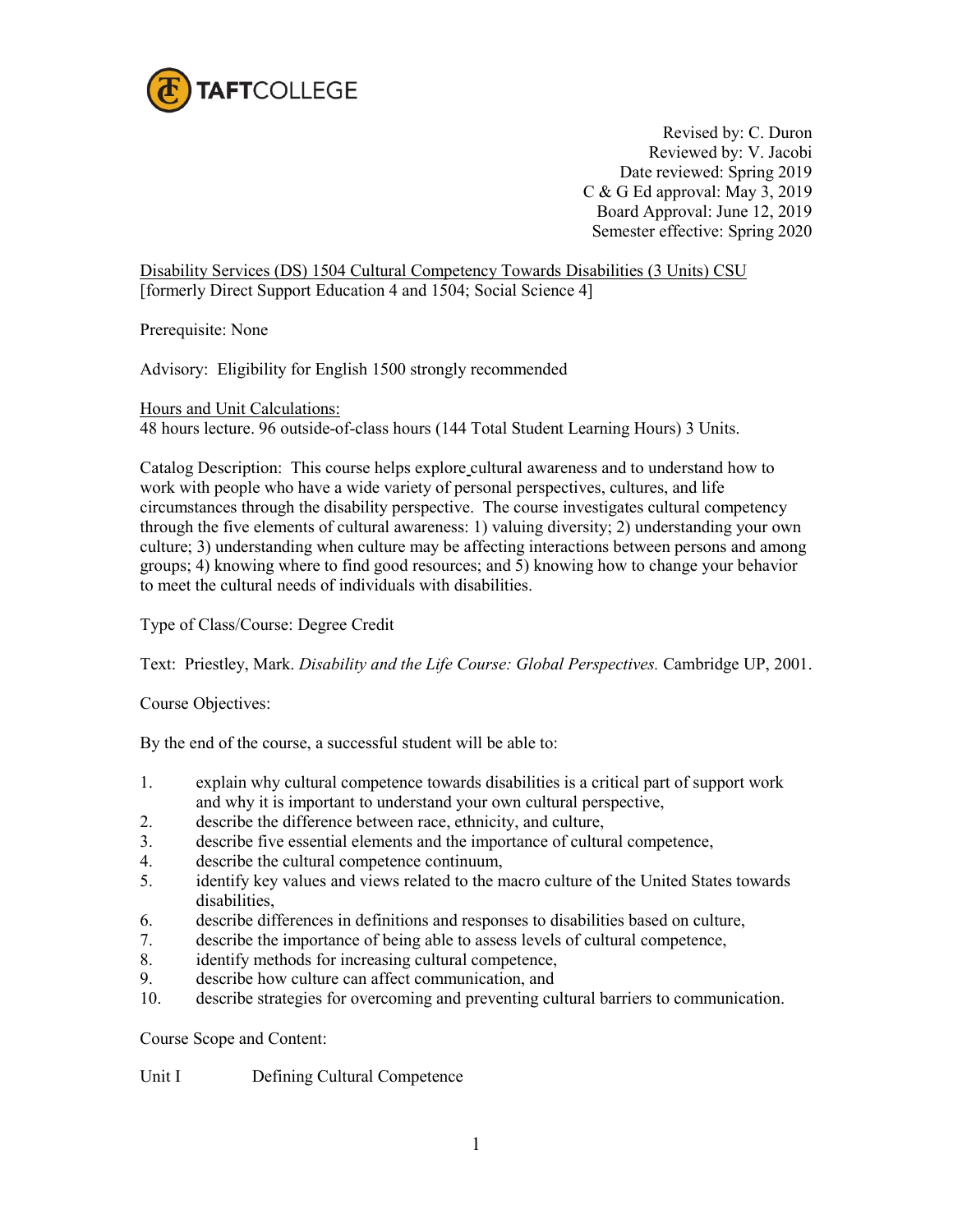TAFTCOLLEGE

Revised by: C. Duron
Reviewed by: V. Jacobi
Date reviewed: Spring 2019
C & G Ed approval: May 3, 2019
Board Approval: June 12, 2019
Semester effective: Spring 2020

Disability Services (DS) 1504 Cultural Competency Towards Disabilities (3 Units) CSU
[formerly Direct Support Education 4 and 1504; Social Science 4]

Prerequisite: None

Advisory: Eligibility for English 1500 strongly recommended

Hours and Unit Calculations:
48 hours lecture. 96 outside-of-class hours (144 Total Student Learning Hours) 3 Units.

Catalog Description: This course helps explore cultural awareness and to understand how to work with people who have a wide variety of personal perspectives, cultures, and life circumstances through the disability perspective. The course investigates cultural competency through the five elements of cultural awareness: 1) valuing diversity; 2) understanding your own culture; 3) understanding when culture may be affecting interactions between persons and among groups; 4) knowing where to find good resources; and 5) knowing how to change your behavior to meet the cultural needs of individuals with disabilities.

Type of Class/Course: Degree Credit

Text: Priestley, Mark. *Disability and the Life Course: Global Perspectives.* Cambridge UP, 2001.

Course Objectives:

By the end of the course, a successful student will be able to:

1. explain why cultural competence towards disabilities is a critical part of support work and why it is important to understand your own cultural perspective,
2. describe the difference between race, ethnicity, and culture,
3. describe five essential elements and the importance of cultural competence,
4. describe the cultural competence continuum,
5. identify key values and views related to the macro culture of the United States towards disabilities,
6. describe differences in definitions and responses to disabilities based on culture,
7. describe the importance of being able to assess levels of cultural competence,
8. identify methods for increasing cultural competence,
9. describe how culture can affect communication, and
10. describe strategies for overcoming and preventing cultural barriers to communication.

Course Scope and Content:

Unit I Defining Cultural Competence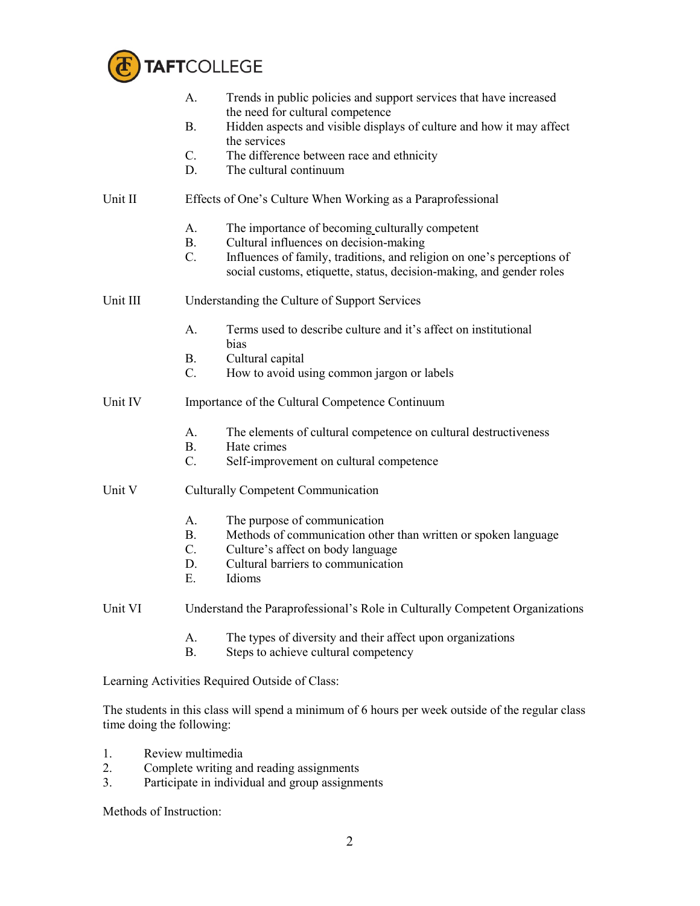A. Trends in public policies and support services that have increased the need for cultural competence
B. Hidden aspects and visible displays of culture and how it may affect the services
C. The difference between race and ethnicity
D. The cultural continuum

Unit II Effects of One's Culture When Working as a Paraprofessional

A. The importance of becoming culturally competent
B. Cultural influences on decision-making
C. Influences of family, traditions, and religion on one's perceptions of social customs, etiquette, status, decision-making, and gender roles

Unit III Understanding the Culture of Support Services

A. Terms used to describe culture and it's affect on institutional bias
B. Cultural capital
C. How to avoid using common jargon or labels

Unit IV Importance of the Cultural Competence Continuum

A. The elements of cultural competence on cultural destructiveness
B. Hate crimes
C. Self-improvement on cultural competence

Unit V Culturally Competent Communication

A. The purpose of communication
B. Methods of communication other than written or spoken language
C. Culture's affect on body language
D. Cultural barriers to communication
E. Idioms

Unit VI Understand the Paraprofessional's Role in Culturally Competent Organizations

A. The types of diversity and their affect upon organizations
B. Steps to achieve cultural competency

Learning Activities Required Outside of Class:

The students in this class will spend a minimum of 6 hours per week outside of the regular class time doing the following:

1. Review multimedia
2. Complete writing and reading assignments
3. Participate in individual and group assignments

Methods of Instruction: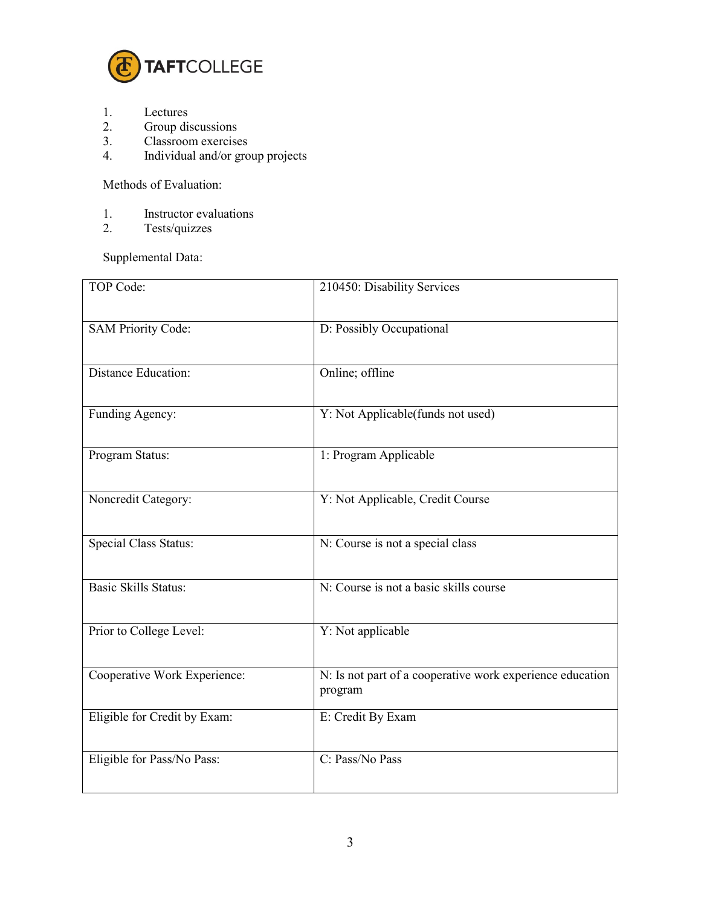1. Lectures
2. Group discussions
3. Classroom exercises
4. Individual and/or group projects

Methods of Evaluation:

1. Instructor evaluations
2. Tests/quizzes

Supplemental Data:

| | |
|---|---|
| TOP Code: | 210450: Disability Services |
| SAM Priority Code: | D: Possibly Occupational |
| Distance Education: | Online; offline |
| Funding Agency: | Y: Not Applicable(funds not used) |
| Program Status: | 1: Program Applicable |
| Noncredit Category: | Y: Not Applicable, Credit Course |
| Special Class Status: | N: Course is not a special class |
| Basic Skills Status: | N: Course is not a basic skills course |
| Prior to College Level: | Y: Not applicable |
| Cooperative Work Experience: | N: Is not part of a cooperative work experience education program |
| Eligible for Credit by Exam: | E: Credit By Exam |
| Eligible for Pass/No Pass: | C: Pass/No Pass |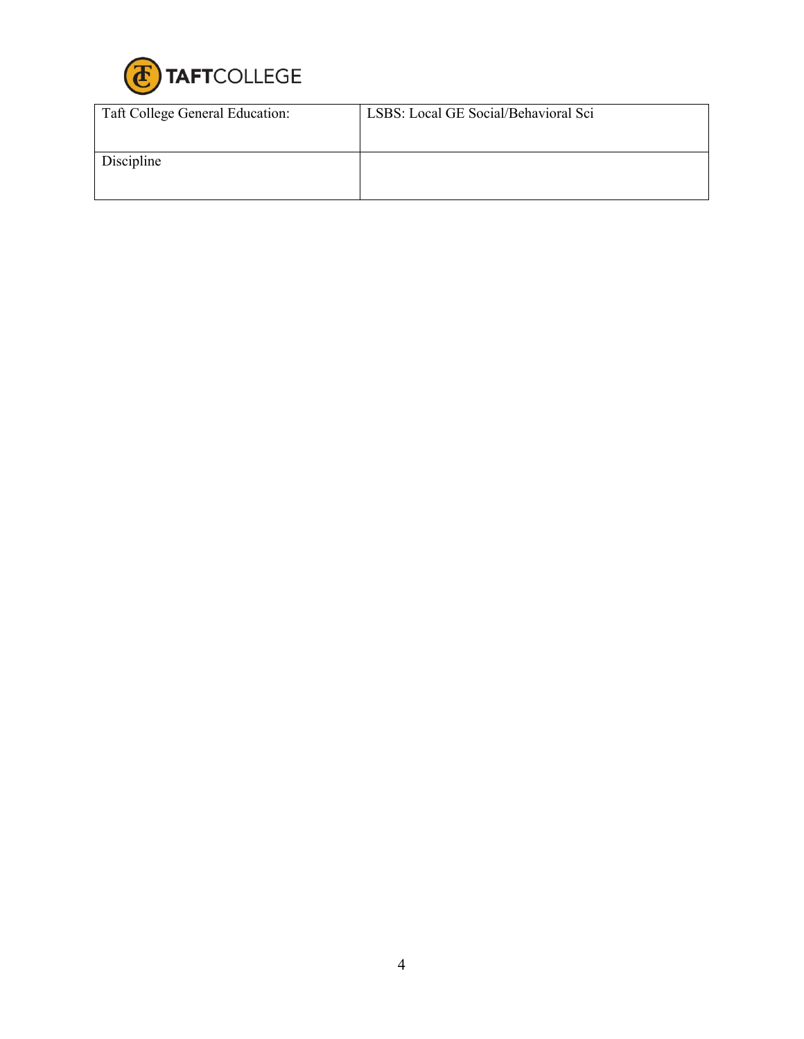| | |
|---|---|
| Taft College General Education: | LSBS: Local GE Social/Behavioral Sci |
| Discipline | |